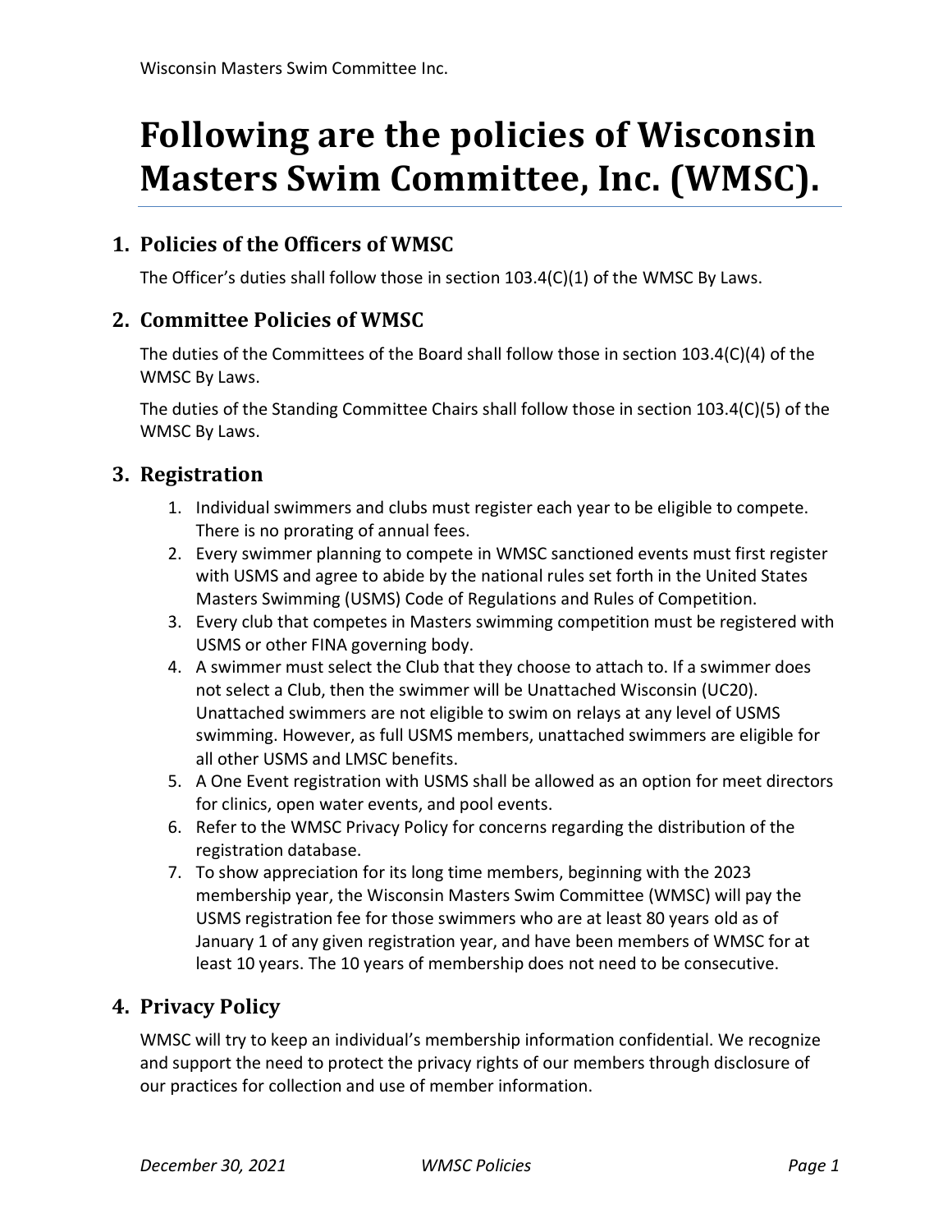# Following are the policies of Wisconsin Masters Swim Committee, Inc. (WMSC).

## 1. Policies of the Officers of WMSC

The Officer's duties shall follow those in section 103.4(C)(1) of the WMSC By Laws.

## 2. Committee Policies of WMSC

The duties of the Committees of the Board shall follow those in section 103.4(C)(4) of the WMSC By Laws.

The duties of the Standing Committee Chairs shall follow those in section 103.4(C)(5) of the WMSC By Laws.

## 3. Registration

1. Individual swimmers and clubs must register each year to be eligible to compete. There is no prorating of annual fees.
2. Every swimmer planning to compete in WMSC sanctioned events must first register with USMS and agree to abide by the national rules set forth in the United States Masters Swimming (USMS) Code of Regulations and Rules of Competition.
3. Every club that competes in Masters swimming competition must be registered with USMS or other FINA governing body.
4. A swimmer must select the Club that they choose to attach to. If a swimmer does not select a Club, then the swimmer will be Unattached Wisconsin (UC20). Unattached swimmers are not eligible to swim on relays at any level of USMS swimming. However, as full USMS members, unattached swimmers are eligible for all other USMS and LMSC benefits.
5. A One Event registration with USMS shall be allowed as an option for meet directors for clinics, open water events, and pool events.
6. Refer to the WMSC Privacy Policy for concerns regarding the distribution of the registration database.
7. To show appreciation for its long time members, beginning with the 2023 membership year, the Wisconsin Masters Swim Committee (WMSC) will pay the USMS registration fee for those swimmers who are at least 80 years old as of January 1 of any given registration year, and have been members of WMSC for at least 10 years. The 10 years of membership does not need to be consecutive.

## 4. Privacy Policy

WMSC will try to keep an individual's membership information confidential. We recognize and support the need to protect the privacy rights of our members through disclosure of our practices for collection and use of member information.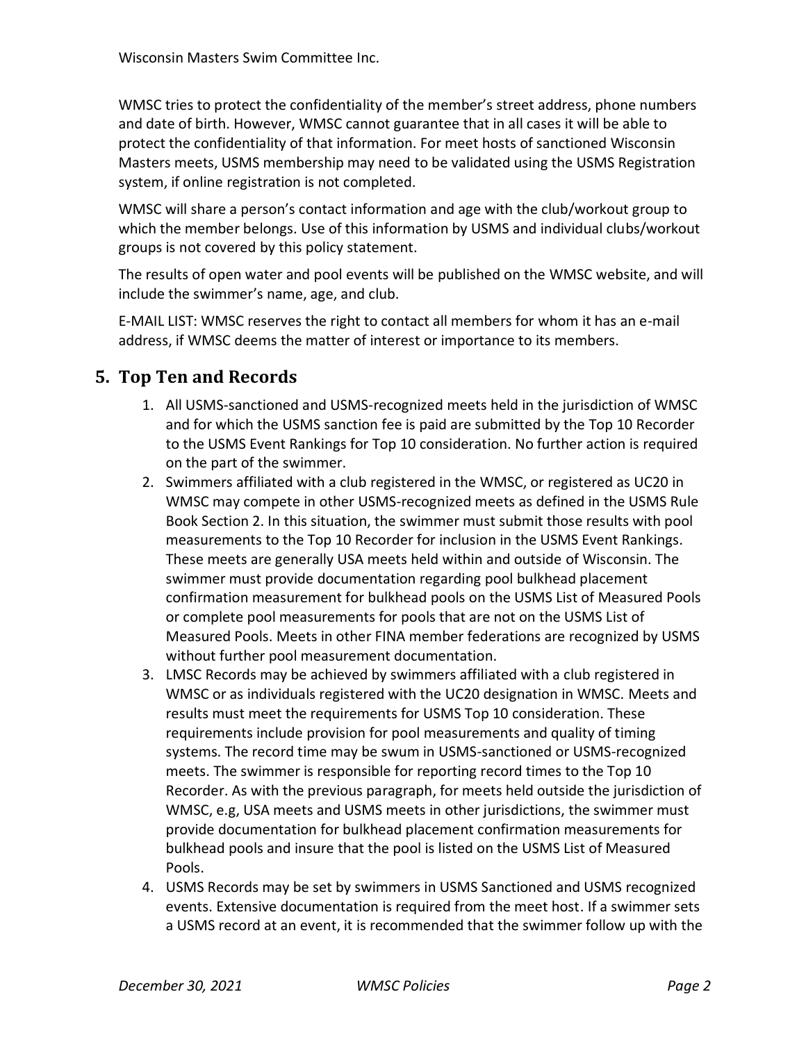WMSC tries to protect the confidentiality of the member's street address, phone numbers and date of birth. However, WMSC cannot guarantee that in all cases it will be able to protect the confidentiality of that information. For meet hosts of sanctioned Wisconsin Masters meets, USMS membership may need to be validated using the USMS Registration system, if online registration is not completed.

WMSC will share a person's contact information and age with the club/workout group to which the member belongs. Use of this information by USMS and individual clubs/workout groups is not covered by this policy statement.

The results of open water and pool events will be published on the WMSC website, and will include the swimmer's name, age, and club.

E-MAIL LIST: WMSC reserves the right to contact all members for whom it has an e-mail address, if WMSC deems the matter of interest or importance to its members.

## 5. Top Ten and Records

1. All USMS-sanctioned and USMS-recognized meets held in the jurisdiction of WMSC and for which the USMS sanction fee is paid are submitted by the Top 10 Recorder to the USMS Event Rankings for Top 10 consideration. No further action is required on the part of the swimmer.
2. Swimmers affiliated with a club registered in the WMSC, or registered as UC20 in WMSC may compete in other USMS-recognized meets as defined in the USMS Rule Book Section 2. In this situation, the swimmer must submit those results with pool measurements to the Top 10 Recorder for inclusion in the USMS Event Rankings. These meets are generally USA meets held within and outside of Wisconsin. The swimmer must provide documentation regarding pool bulkhead placement confirmation measurement for bulkhead pools on the USMS List of Measured Pools or complete pool measurements for pools that are not on the USMS List of Measured Pools. Meets in other FINA member federations are recognized by USMS without further pool measurement documentation.
3. LMSC Records may be achieved by swimmers affiliated with a club registered in WMSC or as individuals registered with the UC20 designation in WMSC. Meets and results must meet the requirements for USMS Top 10 consideration. These requirements include provision for pool measurements and quality of timing systems. The record time may be swum in USMS-sanctioned or USMS-recognized meets. The swimmer is responsible for reporting record times to the Top 10 Recorder. As with the previous paragraph, for meets held outside the jurisdiction of WMSC, e.g, USA meets and USMS meets in other jurisdictions, the swimmer must provide documentation for bulkhead placement confirmation measurements for bulkhead pools and insure that the pool is listed on the USMS List of Measured Pools.
4. USMS Records may be set by swimmers in USMS Sanctioned and USMS recognized events. Extensive documentation is required from the meet host. If a swimmer sets a USMS record at an event, it is recommended that the swimmer follow up with the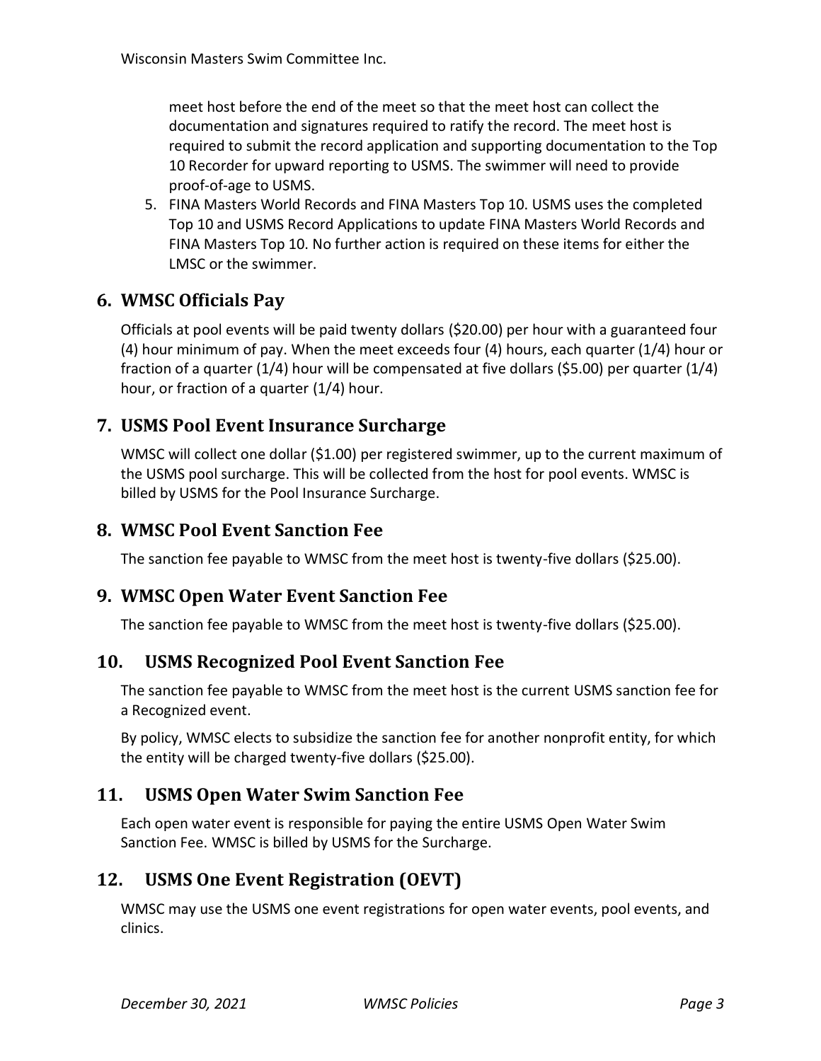meet host before the end of the meet so that the meet host can collect the documentation and signatures required to ratify the record. The meet host is required to submit the record application and supporting documentation to the Top 10 Recorder for upward reporting to USMS. The swimmer will need to provide proof-of-age to USMS.

5. FINA Masters World Records and FINA Masters Top 10. USMS uses the completed Top 10 and USMS Record Applications to update FINA Masters World Records and FINA Masters Top 10. No further action is required on these items for either the LMSC or the swimmer.

## 6. WMSC Officials Pay

Officials at pool events will be paid twenty dollars ($20.00) per hour with a guaranteed four (4) hour minimum of pay. When the meet exceeds four (4) hours, each quarter (1/4) hour or fraction of a quarter (1/4) hour will be compensated at five dollars ($5.00) per quarter (1/4) hour, or fraction of a quarter (1/4) hour.

## 7. USMS Pool Event Insurance Surcharge

WMSC will collect one dollar ($1.00) per registered swimmer, up to the current maximum of the USMS pool surcharge. This will be collected from the host for pool events. WMSC is billed by USMS for the Pool Insurance Surcharge.

## 8. WMSC Pool Event Sanction Fee

The sanction fee payable to WMSC from the meet host is twenty-five dollars ($25.00).

## 9. WMSC Open Water Event Sanction Fee

The sanction fee payable to WMSC from the meet host is twenty-five dollars ($25.00).

## 10. USMS Recognized Pool Event Sanction Fee

The sanction fee payable to WMSC from the meet host is the current USMS sanction fee for a Recognized event.

By policy, WMSC elects to subsidize the sanction fee for another nonprofit entity, for which the entity will be charged twenty-five dollars ($25.00).

## 11. USMS Open Water Swim Sanction Fee

Each open water event is responsible for paying the entire USMS Open Water Swim Sanction Fee. WMSC is billed by USMS for the Surcharge.

## 12. USMS One Event Registration (OEVT)

WMSC may use the USMS one event registrations for open water events, pool events, and clinics.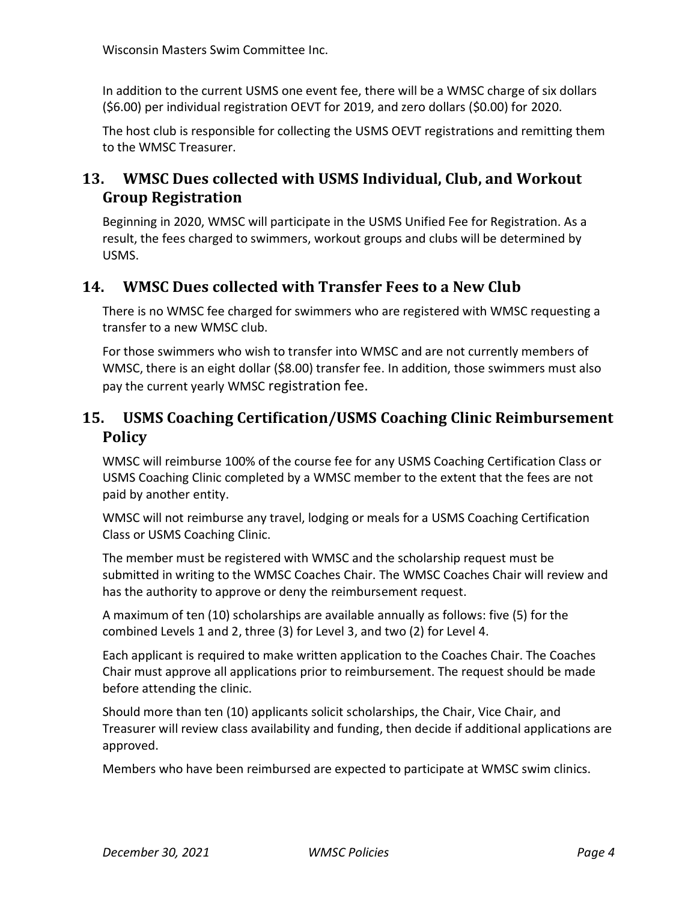In addition to the current USMS one event fee, there will be a WMSC charge of six dollars ($6.00) per individual registration OEVT for 2019, and zero dollars ($0.00) for 2020.

The host club is responsible for collecting the USMS OEVT registrations and remitting them to the WMSC Treasurer.

## 13. WMSC Dues collected with USMS Individual, Club, and Workout Group Registration

Beginning in 2020, WMSC will participate in the USMS Unified Fee for Registration. As a result, the fees charged to swimmers, workout groups and clubs will be determined by USMS.

## 14. WMSC Dues collected with Transfer Fees to a New Club

There is no WMSC fee charged for swimmers who are registered with WMSC requesting a transfer to a new WMSC club.

For those swimmers who wish to transfer into WMSC and are not currently members of WMSC, there is an eight dollar ($8.00) transfer fee. In addition, those swimmers must also pay the current yearly WMSC registration fee.

## 15. USMS Coaching Certification/USMS Coaching Clinic Reimbursement Policy

WMSC will reimburse 100% of the course fee for any USMS Coaching Certification Class or USMS Coaching Clinic completed by a WMSC member to the extent that the fees are not paid by another entity.

WMSC will not reimburse any travel, lodging or meals for a USMS Coaching Certification Class or USMS Coaching Clinic.

The member must be registered with WMSC and the scholarship request must be submitted in writing to the WMSC Coaches Chair. The WMSC Coaches Chair will review and has the authority to approve or deny the reimbursement request.

A maximum of ten (10) scholarships are available annually as follows: five (5) for the combined Levels 1 and 2, three (3) for Level 3, and two (2) for Level 4.

Each applicant is required to make written application to the Coaches Chair. The Coaches Chair must approve all applications prior to reimbursement. The request should be made before attending the clinic.

Should more than ten (10) applicants solicit scholarships, the Chair, Vice Chair, and Treasurer will review class availability and funding, then decide if additional applications are approved.

Members who have been reimbursed are expected to participate at WMSC swim clinics.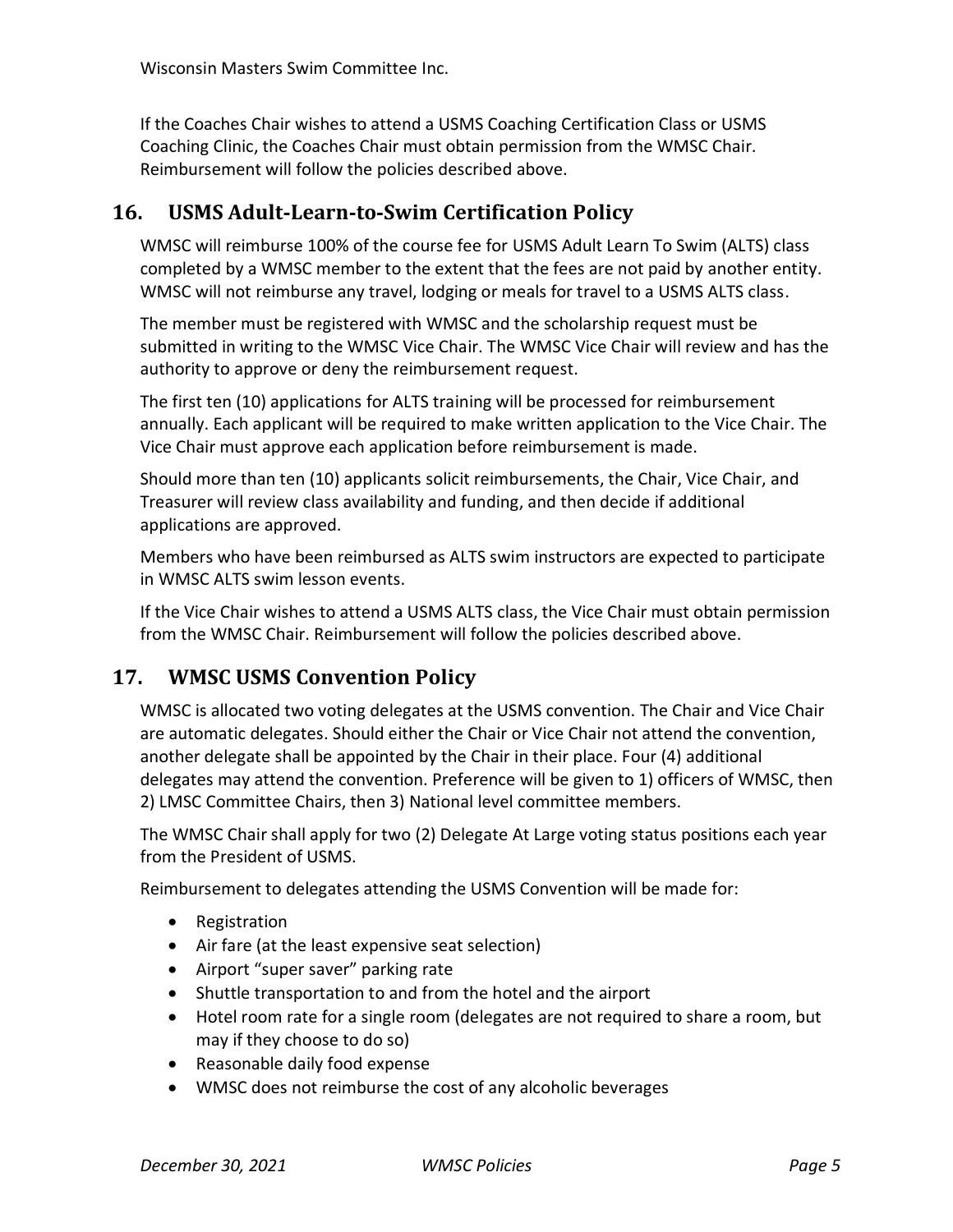If the Coaches Chair wishes to attend a USMS Coaching Certification Class or USMS Coaching Clinic, the Coaches Chair must obtain permission from the WMSC Chair. Reimbursement will follow the policies described above.

## 16. USMS Adult-Learn-to-Swim Certification Policy

WMSC will reimburse 100% of the course fee for USMS Adult Learn To Swim (ALTS) class completed by a WMSC member to the extent that the fees are not paid by another entity. WMSC will not reimburse any travel, lodging or meals for travel to a USMS ALTS class.

The member must be registered with WMSC and the scholarship request must be submitted in writing to the WMSC Vice Chair. The WMSC Vice Chair will review and has the authority to approve or deny the reimbursement request.

The first ten (10) applications for ALTS training will be processed for reimbursement annually. Each applicant will be required to make written application to the Vice Chair. The Vice Chair must approve each application before reimbursement is made.

Should more than ten (10) applicants solicit reimbursements, the Chair, Vice Chair, and Treasurer will review class availability and funding, and then decide if additional applications are approved.

Members who have been reimbursed as ALTS swim instructors are expected to participate in WMSC ALTS swim lesson events.

If the Vice Chair wishes to attend a USMS ALTS class, the Vice Chair must obtain permission from the WMSC Chair. Reimbursement will follow the policies described above.

## 17. WMSC USMS Convention Policy

WMSC is allocated two voting delegates at the USMS convention. The Chair and Vice Chair are automatic delegates. Should either the Chair or Vice Chair not attend the convention, another delegate shall be appointed by the Chair in their place. Four (4) additional delegates may attend the convention. Preference will be given to 1) officers of WMSC, then 2) LMSC Committee Chairs, then 3) National level committee members.

The WMSC Chair shall apply for two (2) Delegate At Large voting status positions each year from the President of USMS.

Reimbursement to delegates attending the USMS Convention will be made for:

- Registration
- Air fare (at the least expensive seat selection)
- Airport "super saver" parking rate
- Shuttle transportation to and from the hotel and the airport
- Hotel room rate for a single room (delegates are not required to share a room, but may if they choose to do so)
- Reasonable daily food expense
- WMSC does not reimburse the cost of any alcoholic beverages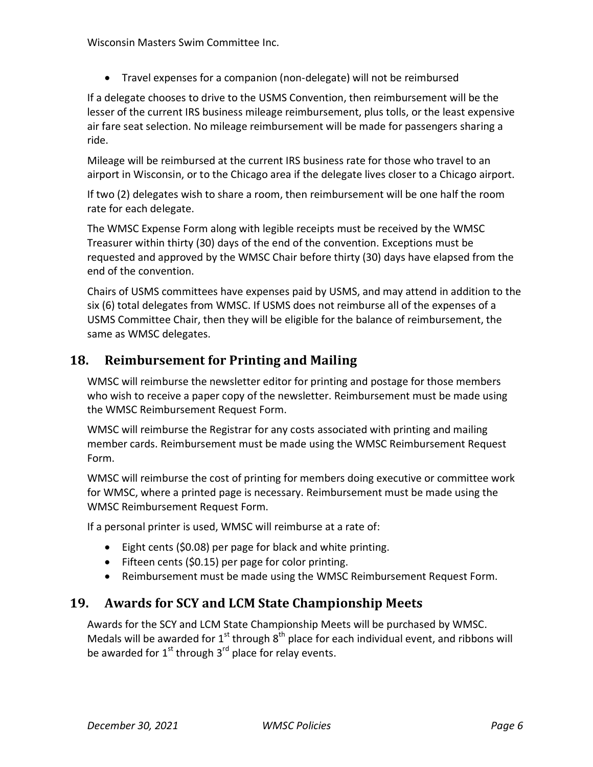- Travel expenses for a companion (non-delegate) will not be reimbursed

If a delegate chooses to drive to the USMS Convention, then reimbursement will be the lesser of the current IRS business mileage reimbursement, plus tolls, or the least expensive air fare seat selection. No mileage reimbursement will be made for passengers sharing a ride.

Mileage will be reimbursed at the current IRS business rate for those who travel to an airport in Wisconsin, or to the Chicago area if the delegate lives closer to a Chicago airport.

If two (2) delegates wish to share a room, then reimbursement will be one half the room rate for each delegate.

The WMSC Expense Form along with legible receipts must be received by the WMSC Treasurer within thirty (30) days of the end of the convention. Exceptions must be requested and approved by the WMSC Chair before thirty (30) days have elapsed from the end of the convention.

Chairs of USMS committees have expenses paid by USMS, and may attend in addition to the six (6) total delegates from WMSC. If USMS does not reimburse all of the expenses of a USMS Committee Chair, then they will be eligible for the balance of reimbursement, the same as WMSC delegates.

## 18. Reimbursement for Printing and Mailing

WMSC will reimburse the newsletter editor for printing and postage for those members who wish to receive a paper copy of the newsletter. Reimbursement must be made using the WMSC Reimbursement Request Form.

WMSC will reimburse the Registrar for any costs associated with printing and mailing member cards. Reimbursement must be made using the WMSC Reimbursement Request Form.

WMSC will reimburse the cost of printing for members doing executive or committee work for WMSC, where a printed page is necessary. Reimbursement must be made using the WMSC Reimbursement Request Form.

If a personal printer is used, WMSC will reimburse at a rate of:

- Eight cents ($0.08) per page for black and white printing.
- Fifteen cents ($0.15) per page for color printing.
- Reimbursement must be made using the WMSC Reimbursement Request Form.

## 19. Awards for SCY and LCM State Championship Meets

Awards for the SCY and LCM State Championship Meets will be purchased by WMSC. Medals will be awarded for 1st through 8th place for each individual event, and ribbons will be awarded for 1st through 3rd place for relay events.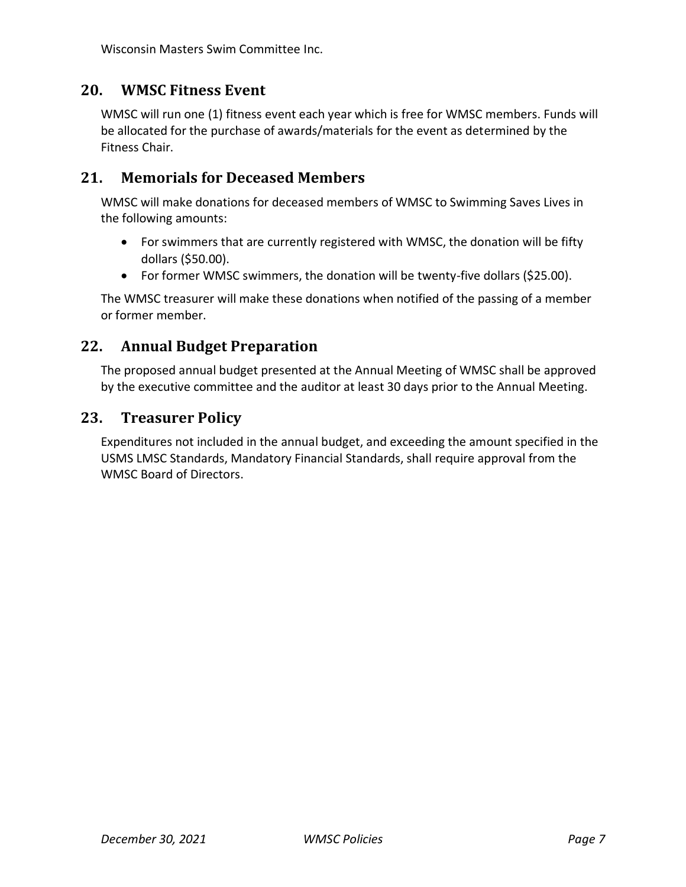## 20. WMSC Fitness Event

WMSC will run one (1) fitness event each year which is free for WMSC members. Funds will be allocated for the purchase of awards/materials for the event as determined by the Fitness Chair.

## 21. Memorials for Deceased Members

WMSC will make donations for deceased members of WMSC to Swimming Saves Lives in the following amounts:

- For swimmers that are currently registered with WMSC, the donation will be fifty dollars ($50.00).
- For former WMSC swimmers, the donation will be twenty-five dollars ($25.00).

The WMSC treasurer will make these donations when notified of the passing of a member or former member.

## 22. Annual Budget Preparation

The proposed annual budget presented at the Annual Meeting of WMSC shall be approved by the executive committee and the auditor at least 30 days prior to the Annual Meeting.

## 23. Treasurer Policy

Expenditures not included in the annual budget, and exceeding the amount specified in the USMS LMSC Standards, Mandatory Financial Standards, shall require approval from the WMSC Board of Directors.